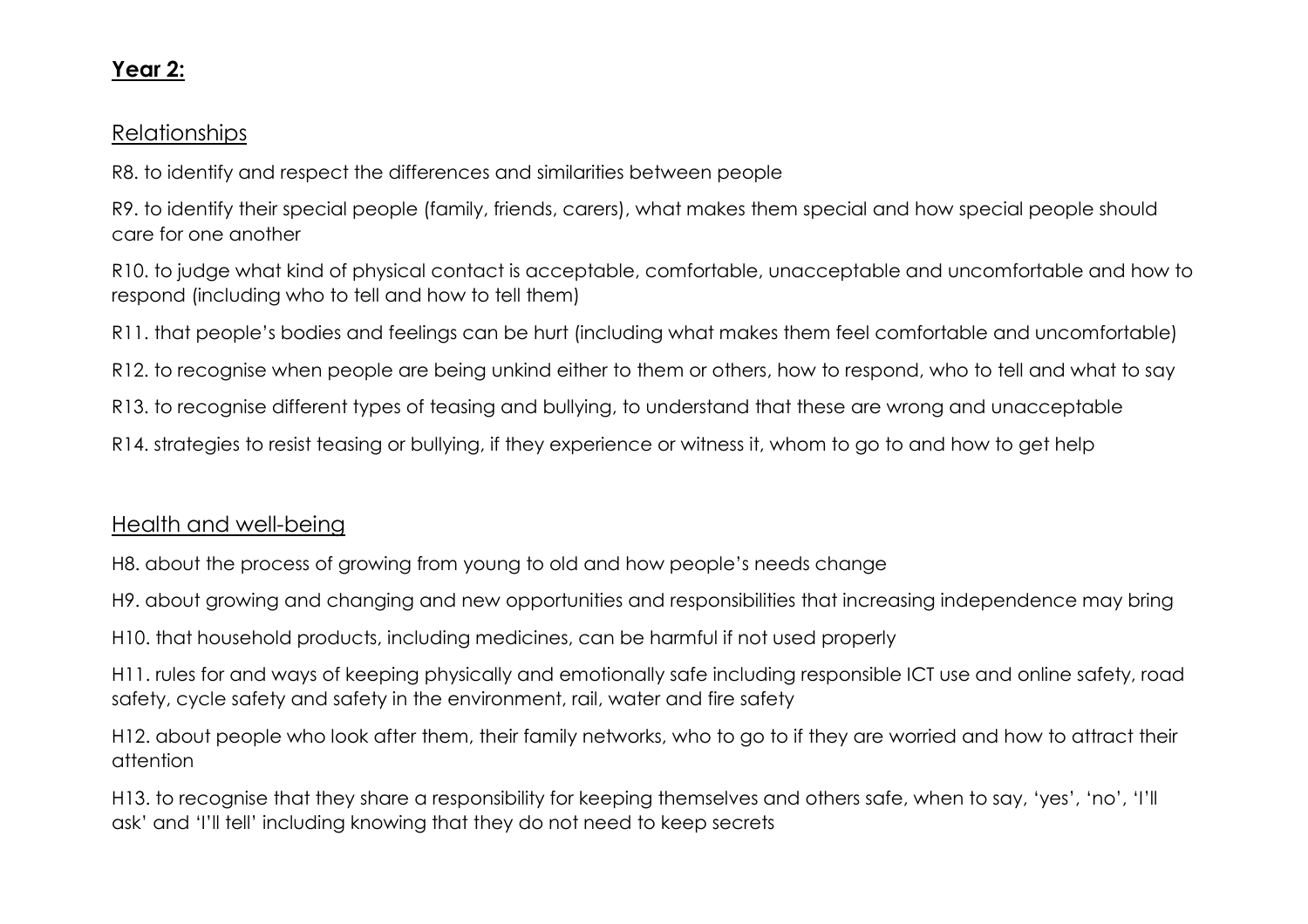## **Year 2:**

### Relationships

R8. to identify and respect the differences and similarities between people

R9. to identify their special people (family, friends, carers), what makes them special and how special people should care for one another

R10. to judge what kind of physical contact is acceptable, comfortable, unacceptable and uncomfortable and how to respond (including who to tell and how to tell them)

R11. that people's bodies and feelings can be hurt (including what makes them feel comfortable and uncomfortable)

R12. to recognise when people are being unkind either to them or others, how to respond, who to tell and what to say

R13. to recognise different types of teasing and bullying, to understand that these are wrong and unacceptable

R14. strategies to resist teasing or bullying, if they experience or witness it, whom to go to and how to get help

### Health and well-being

H8. about the process of growing from young to old and how people's needs change

H9. about growing and changing and new opportunities and responsibilities that increasing independence may bring

H10. that household products, including medicines, can be harmful if not used properly

H11. rules for and ways of keeping physically and emotionally safe including responsible ICT use and online safety, road safety, cycle safety and safety in the environment, rail, water and fire safety

H12. about people who look after them, their family networks, who to go to if they are worried and how to attract their attention

H13. to recognise that they share a responsibility for keeping themselves and others safe, when to say, 'yes', 'no', 'I'll ask' and 'I'll tell' including knowing that they do not need to keep secrets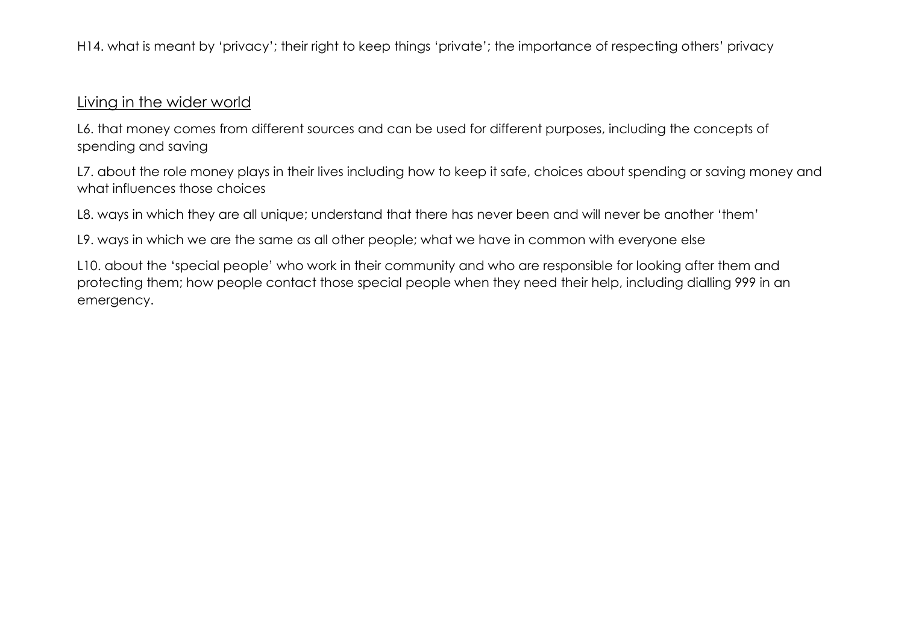H14. what is meant by 'privacy'; their right to keep things 'private'; the importance of respecting others' privacy

## Living in the wider world

L6. that money comes from different sources and can be used for different purposes, including the concepts of spending and saving

L7. about the role money plays in their lives including how to keep it safe, choices about spending or saving money and what influences those choices

L8. ways in which they are all unique; understand that there has never been and will never be another 'them'

L9. ways in which we are the same as all other people; what we have in common with everyone else

L10. about the 'special people' who work in their community and who are responsible for looking after them and protecting them; how people contact those special people when they need their help, including dialling 999 in an emergency.